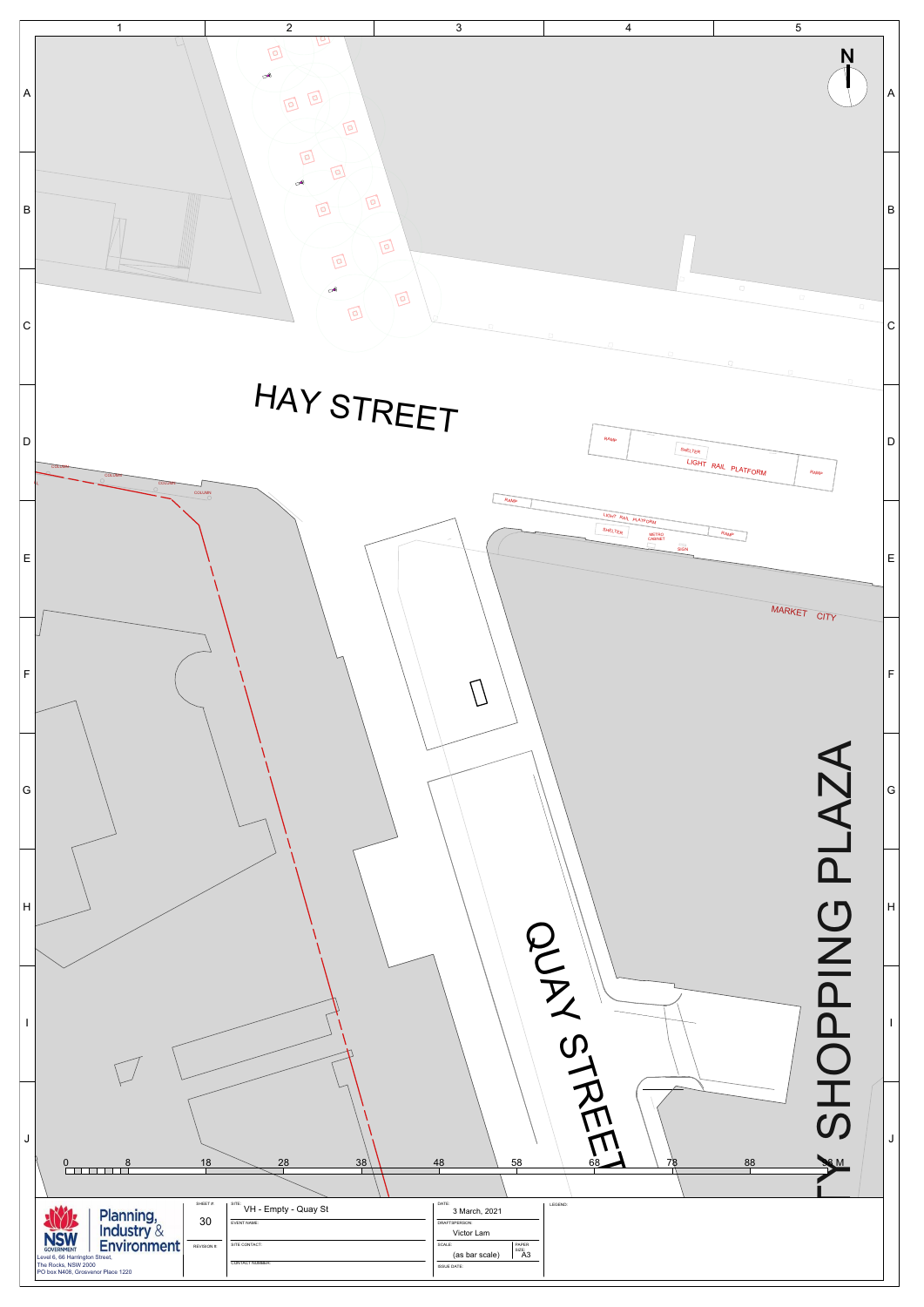HAY STREET

QUAY STREET

MARKET CITY

MARKET CITY SHOPPING PLAZA

LIGHT RAIL PLATFORM

SHELTER

RAMP

METRO CABINET

SIGN

COLUMN

N

0 8 18 28 38 48 58 68 78 88 98 M

Planning, Industry & Environment

NSW GOVERNMENT

Level 6, 66 Harrington Street,
The Rocks, NSW 2000
PO box N408, Grosvenor Place 1220

| SHEET #: | SITE: | DATE: | LEGEND: |
|---|---|---|---|
| 30 | VH - Empty - Quay St | 3 March, 2021 | |
| REVISION #: | EVENT NAME: | DRAFTSPERSON: | |
| | | Victor Lam | |
| | SITE CONTACT: | SCALE: (as bar scale) | PAPER SIZE: A3 |
| | CONTACT NUMBER: | ISSUE DATE: | |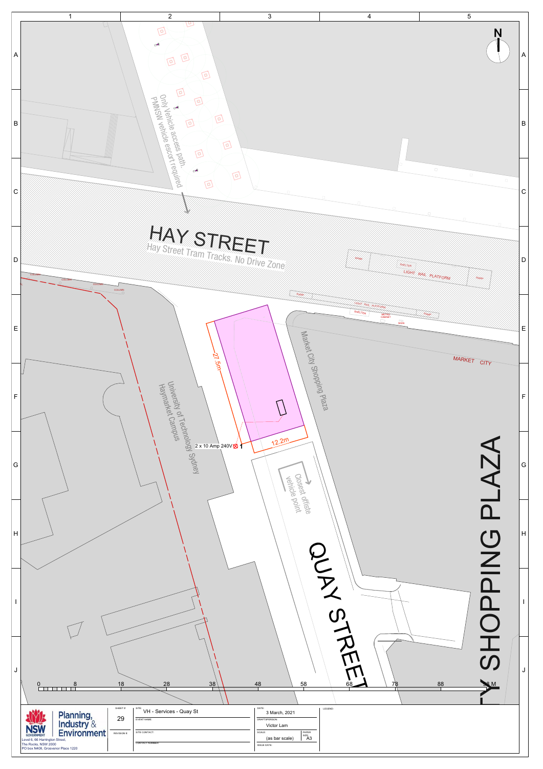HAY STREET

Hay Street Tram Tracks. No Drive Zone

Only Vehicle access path.
PMNSW vehicle escort required

University of Technology Sydney
Haymarket Campus

Market City Shopping Plaza

MARKET CITY

QUAY STREET

CITY SHOPPING PLAZA

27.5m

12.2m

2 x 10 Amp 240V ⊗ 1

Closest offsite vehicle point

LIGHT RAIL PLATFORM

SHELTER

RAMP

METRO CABINET

SIGN

COLUMN

N

0 8 18 28 38 48 58 68 78 88 98 M

| | |
|---|---|
| SHEET #: | 29 |
| REVISION #: | |
| SITE: | VH - Services - Quay St |
| EVENT NAME: | |
| SITE CONTACT: | |
| CONTACT NUMBER: | |
| DATE: | 3 March, 2021 |
| DRAFTSPERSON: | Victor Lam |
| SCALE: | (as bar scale) |
| PAPER SIZE: | A3 |
| ISSUE DATE: | |
| LEGEND: | |

NSW GOVERNMENT | Planning, Industry & Environment

Level 6, 66 Harrington Street,
The Rocks, NSW 2000
PO box N408, Grosvenor Place 1220